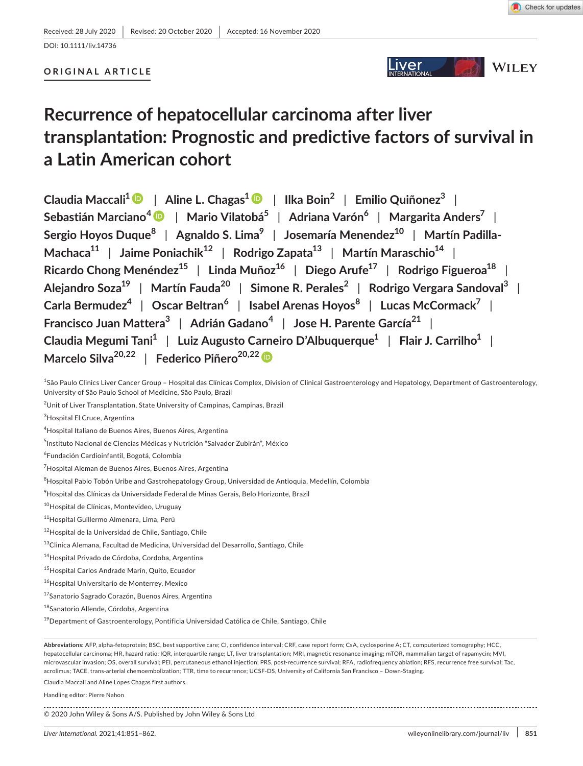Received: 28 July 2020 | Revised: 20 October 2020 | Accepted: 16 November 2020

DOI: 10.1111/liv.14736

ORIGINAL ARTICLE

# Recurrence of hepatocellular carcinoma after liver transplantation: Prognostic and predictive factors of survival in a Latin American cohort

Claudia Maccali[1] | Aline L. Chagas[1] | Ilka Boin[2] | Emilio Quiñonez[3] | Sebastián Marciano[4] | Mario Vilatobá[5] | Adriana Varón[6] | Margarita Anders[7] | Sergio Hoyos Duque[8] | Agnaldo S. Lima[9] | Josemaría Menendez[10] | Martín Padilla-Machaca[11] | Jaime Poniachik[12] | Rodrigo Zapata[13] | Martín Maraschio[14] | Ricardo Chong Menéndez[15] | Linda Muñoz[16] | Diego Arufe[17] | Rodrigo Figueroa[18] | Alejandro Soza[19] | Martín Fauda[20] | Simone R. Perales[2] | Rodrigo Vergara Sandoval[3] | Carla Bermudez[4] | Oscar Beltran[6] | Isabel Arenas Hoyos[8] | Lucas McCormack[7] | Francisco Juan Mattera[3] | Adrián Gadano[4] | Jose H. Parente García[21] | Claudia Megumi Tani[1] | Luiz Augusto Carneiro D'Albuquerque[1] | Flair J. Carrilho[1] | Marcelo Silva[20,22] | Federico Piñero[20,22]

[1]São Paulo Clinics Liver Cancer Group – Hospital das Clínicas Complex, Division of Clinical Gastroenterology and Hepatology, Department of Gastroenterology, University of São Paulo School of Medicine, São Paulo, Brazil

[2]Unit of Liver Transplantation, State University of Campinas, Campinas, Brazil

[3]Hospital El Cruce, Argentina

[4]Hospital Italiano de Buenos Aires, Buenos Aires, Argentina

[5]Instituto Nacional de Ciencias Médicas y Nutrición "Salvador Zubirán", México

[6]Fundación Cardioinfantil, Bogotá, Colombia

[7]Hospital Aleman de Buenos Aires, Buenos Aires, Argentina

[8]Hospital Pablo Tobón Uribe and Gastrohepatology Group, Universidad de Antioquia, Medellín, Colombia

[9]Hospital das Clínicas da Universidade Federal de Minas Gerais, Belo Horizonte, Brazil

[10]Hospital de Clínicas, Montevideo, Uruguay

[11]Hospital Guillermo Almenara, Lima, Perú

[12]Hospital de la Universidad de Chile, Santiago, Chile

[13]Clinica Alemana, Facultad de Medicina, Universidad del Desarrollo, Santiago, Chile

[14]Hospital Privado de Córdoba, Cordoba, Argentina

[15]Hospital Carlos Andrade Marín, Quito, Ecuador

[16]Hospital Universitario de Monterrey, Mexico

[17]Sanatorio Sagrado Corazón, Buenos Aires, Argentina

[18]Sanatorio Allende, Córdoba, Argentina

[19]Department of Gastroenterology, Pontificia Universidad Católica de Chile, Santiago, Chile

**Abbreviations:** AFP, alpha-fetoprotein; BSC, best supportive care; CI, confidence interval; CRF, case report form; CsA, cyclosporine A; CT, computerized tomography; HCC, hepatocellular carcinoma; HR, hazard ratio; IQR, interquartile range; LT, liver transplantation; MRI, magnetic resonance imaging; mTOR, mammalian target of rapamycin; MVI, microvascular invasion; OS, overall survival; PEI, percutaneous ethanol injection; PRS, post-recurrence survival; RFA, radiofrequency ablation; RFS, recurrence free survival; Tac, acrolimus; TACE, trans-arterial chemoembolization; TTR, time to recurrence; UCSF-DS, University of California San Francisco – Down-Staging.

Claudia Maccali and Aline Lopes Chagas first authors.

Handling editor: Pierre Nahon

© 2020 John Wiley & Sons A/S. Published by John Wiley & Sons Ltd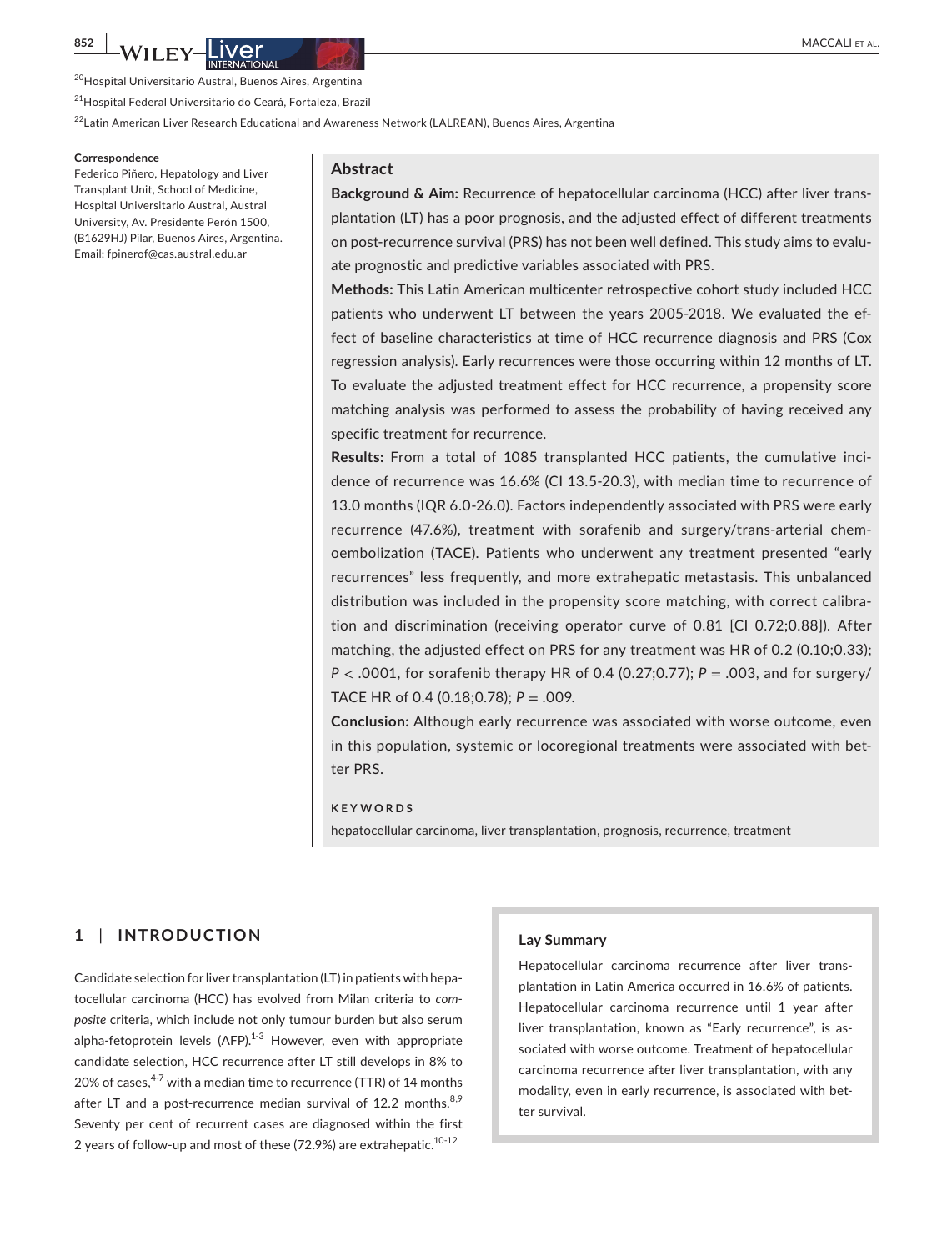[20]Hospital Universitario Austral, Buenos Aires, Argentina

[21]Hospital Federal Universitario do Ceará, Fortaleza, Brazil

[22]Latin American Liver Research Educational and Awareness Network (LALREAN), Buenos Aires, Argentina

**Correspondence**
Federico Piñero, Hepatology and Liver Transplant Unit, School of Medicine, Hospital Universitario Austral, Austral University, Av. Presidente Perón 1500, (B1629HJ) Pilar, Buenos Aires, Argentina.
Email: fpinerof@cas.austral.edu.ar

## Abstract

**Background & Aim:** Recurrence of hepatocellular carcinoma (HCC) after liver transplantation (LT) has a poor prognosis, and the adjusted effect of different treatments on post-recurrence survival (PRS) has not been well defined. This study aims to evaluate prognostic and predictive variables associated with PRS.

**Methods:** This Latin American multicenter retrospective cohort study included HCC patients who underwent LT between the years 2005-2018. We evaluated the effect of baseline characteristics at time of HCC recurrence diagnosis and PRS (Cox regression analysis). Early recurrences were those occurring within 12 months of LT. To evaluate the adjusted treatment effect for HCC recurrence, a propensity score matching analysis was performed to assess the probability of having received any specific treatment for recurrence.

**Results:** From a total of 1085 transplanted HCC patients, the cumulative incidence of recurrence was 16.6% (CI 13.5-20.3), with median time to recurrence of 13.0 months (IQR 6.0-26.0). Factors independently associated with PRS were early recurrence (47.6%), treatment with sorafenib and surgery/trans-arterial chemoembolization (TACE). Patients who underwent any treatment presented "early recurrences" less frequently, and more extrahepatic metastasis. This unbalanced distribution was included in the propensity score matching, with correct calibration and discrimination (receiving operator curve of 0.81 [CI 0.72;0.88]). After matching, the adjusted effect on PRS for any treatment was HR of 0.2 (0.10;0.33); $P < .0001$, for sorafenib therapy HR of 0.4 (0.27;0.77); $P = .003$, and for surgery/TACE HR of 0.4 (0.18;0.78); $P = .009$.

**Conclusion:** Although early recurrence was associated with worse outcome, even in this population, systemic or locoregional treatments were associated with better PRS.

**KEYWORDS**

hepatocellular carcinoma, liver transplantation, prognosis, recurrence, treatment

## 1 | INTRODUCTION

Candidate selection for liver transplantation (LT) in patients with hepatocellular carcinoma (HCC) has evolved from Milan criteria to *composite* criteria, which include not only tumour burden but also serum alpha-fetoprotein levels (AFP).[1-3] However, even with appropriate candidate selection, HCC recurrence after LT still develops in 8% to 20% of cases,[4-7] with a median time to recurrence (TTR) of 14 months after LT and a post-recurrence median survival of 12.2 months.[8,9] Seventy per cent of recurrent cases are diagnosed within the first 2 years of follow-up and most of these (72.9%) are extrahepatic.[10-12]

**Lay Summary**

Hepatocellular carcinoma recurrence after liver transplantation in Latin America occurred in 16.6% of patients. Hepatocellular carcinoma recurrence until 1 year after liver transplantation, known as "Early recurrence", is associated with worse outcome. Treatment of hepatocellular carcinoma recurrence after liver transplantation, with any modality, even in early recurrence, is associated with better survival.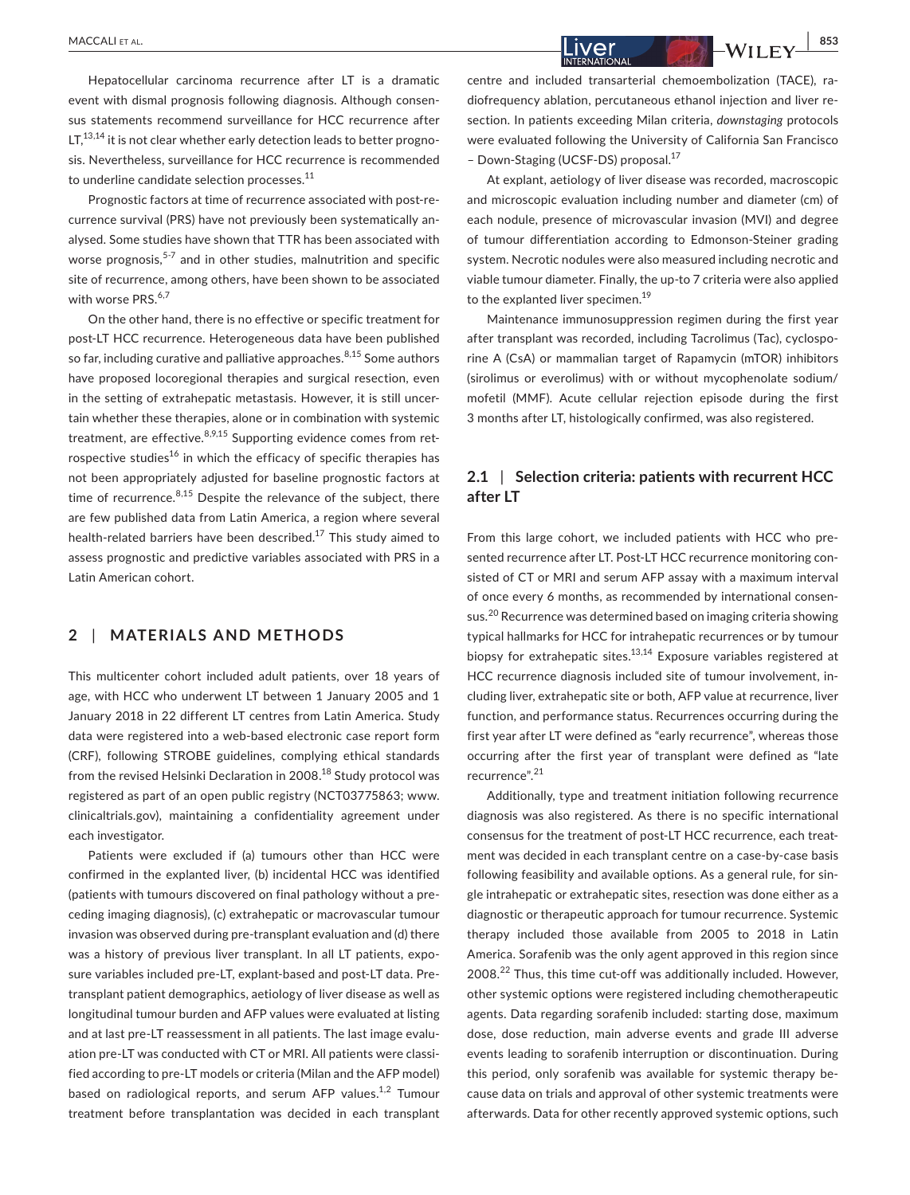Hepatocellular carcinoma recurrence after LT is a dramatic event with dismal prognosis following diagnosis. Although consensus statements recommend surveillance for HCC recurrence after LT,[13,14] it is not clear whether early detection leads to better prognosis. Nevertheless, surveillance for HCC recurrence is recommended to underline candidate selection processes.[11]

Prognostic factors at time of recurrence associated with post-recurrence survival (PRS) have not previously been systematically analysed. Some studies have shown that TTR has been associated with worse prognosis,[5-7] and in other studies, malnutrition and specific site of recurrence, among others, have been shown to be associated with worse PRS.[6,7]

On the other hand, there is no effective or specific treatment for post-LT HCC recurrence. Heterogeneous data have been published so far, including curative and palliative approaches.[8,15] Some authors have proposed locoregional therapies and surgical resection, even in the setting of extrahepatic metastasis. However, it is still uncertain whether these therapies, alone or in combination with systemic treatment, are effective.[8,9,15] Supporting evidence comes from retrospective studies[16] in which the efficacy of specific therapies has not been appropriately adjusted for baseline prognostic factors at time of recurrence.[8,15] Despite the relevance of the subject, there are few published data from Latin America, a region where several health-related barriers have been described.[17] This study aimed to assess prognostic and predictive variables associated with PRS in a Latin American cohort.

## 2 | MATERIALS AND METHODS

This multicenter cohort included adult patients, over 18 years of age, with HCC who underwent LT between 1 January 2005 and 1 January 2018 in 22 different LT centres from Latin America. Study data were registered into a web-based electronic case report form (CRF), following STROBE guidelines, complying ethical standards from the revised Helsinki Declaration in 2008.[18] Study protocol was registered as part of an open public registry (NCT03775863; www.clinicaltrials.gov), maintaining a confidentiality agreement under each investigator.

Patients were excluded if (a) tumours other than HCC were confirmed in the explanted liver, (b) incidental HCC was identified (patients with tumours discovered on final pathology without a preceding imaging diagnosis), (c) extrahepatic or macrovascular tumour invasion was observed during pre-transplant evaluation and (d) there was a history of previous liver transplant. In all LT patients, exposure variables included pre-LT, explant-based and post-LT data. Pre-transplant patient demographics, aetiology of liver disease as well as longitudinal tumour burden and AFP values were evaluated at listing and at last pre-LT reassessment in all patients. The last image evaluation pre-LT was conducted with CT or MRI. All patients were classified according to pre-LT models or criteria (Milan and the AFP model) based on radiological reports, and serum AFP values.[1,2] Tumour treatment before transplantation was decided in each transplant centre and included transarterial chemoembolization (TACE), radiofrequency ablation, percutaneous ethanol injection and liver resection. In patients exceeding Milan criteria, *downstaging* protocols were evaluated following the University of California San Francisco – Down-Staging (UCSF-DS) proposal.[17]

At explant, aetiology of liver disease was recorded, macroscopic and microscopic evaluation including number and diameter (cm) of each nodule, presence of microvascular invasion (MVI) and degree of tumour differentiation according to Edmonson-Steiner grading system. Necrotic nodules were also measured including necrotic and viable tumour diameter. Finally, the up-to 7 criteria were also applied to the explanted liver specimen.[19]

Maintenance immunosuppression regimen during the first year after transplant was recorded, including Tacrolimus (Tac), cyclosporine A (CsA) or mammalian target of Rapamycin (mTOR) inhibitors (sirolimus or everolimus) with or without mycophenolate sodium/mofetil (MMF). Acute cellular rejection episode during the first 3 months after LT, histologically confirmed, was also registered.

### 2.1 | Selection criteria: patients with recurrent HCC after LT

From this large cohort, we included patients with HCC who presented recurrence after LT. Post-LT HCC recurrence monitoring consisted of CT or MRI and serum AFP assay with a maximum interval of once every 6 months, as recommended by international consensus.[20] Recurrence was determined based on imaging criteria showing typical hallmarks for HCC for intrahepatic recurrences or by tumour biopsy for extrahepatic sites.[13,14] Exposure variables registered at HCC recurrence diagnosis included site of tumour involvement, including liver, extrahepatic site or both, AFP value at recurrence, liver function, and performance status. Recurrences occurring during the first year after LT were defined as "early recurrence", whereas those occurring after the first year of transplant were defined as "late recurrence".[21]

Additionally, type and treatment initiation following recurrence diagnosis was also registered. As there is no specific international consensus for the treatment of post-LT HCC recurrence, each treatment was decided in each transplant centre on a case-by-case basis following feasibility and available options. As a general rule, for single intrahepatic or extrahepatic sites, resection was done either as a diagnostic or therapeutic approach for tumour recurrence. Systemic therapy included those available from 2005 to 2018 in Latin America. Sorafenib was the only agent approved in this region since 2008.[22] Thus, this time cut-off was additionally included. However, other systemic options were registered including chemotherapeutic agents. Data regarding sorafenib included: starting dose, maximum dose, dose reduction, main adverse events and grade III adverse events leading to sorafenib interruption or discontinuation. During this period, only sorafenib was available for systemic therapy because data on trials and approval of other systemic treatments were afterwards. Data for other recently approved systemic options, such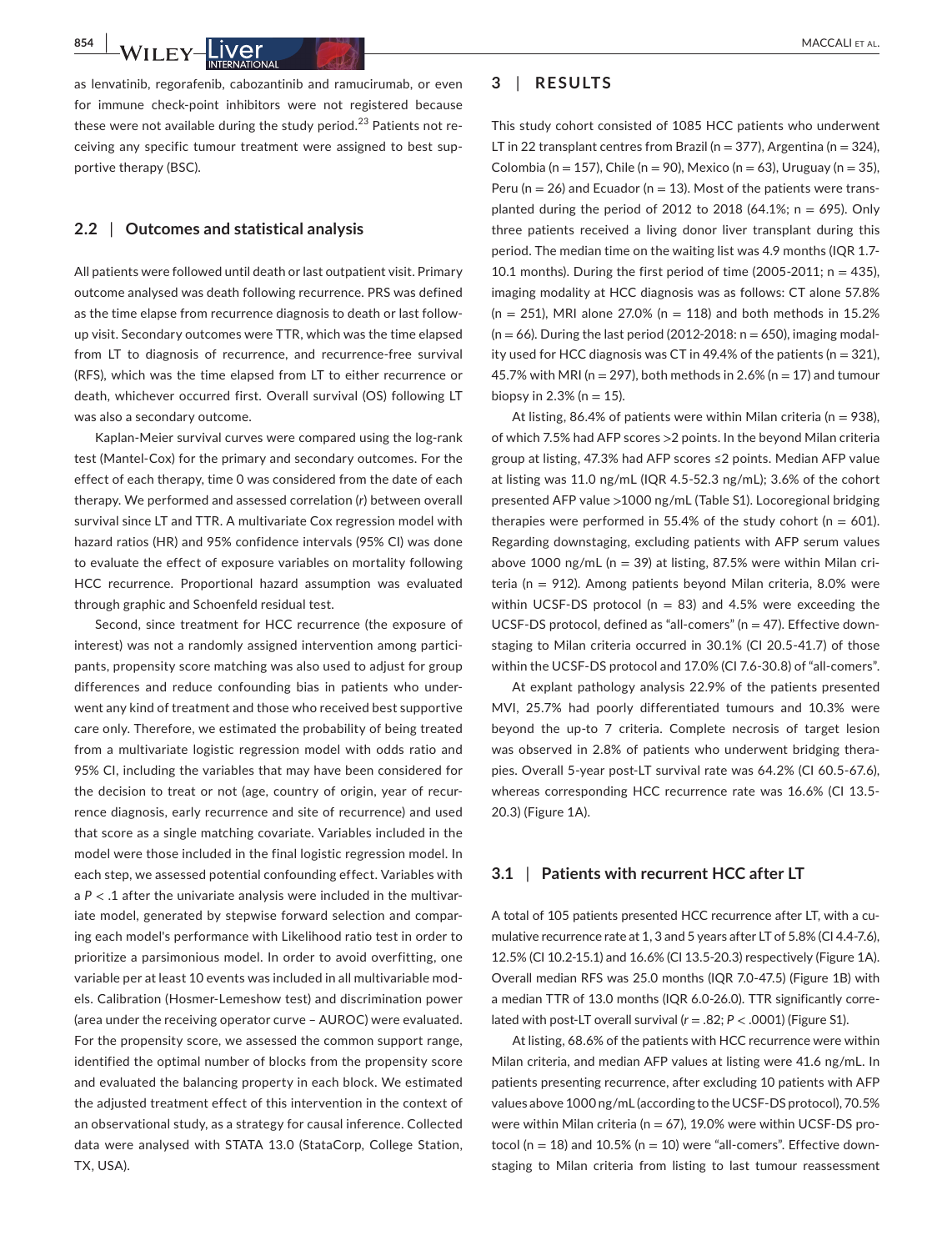as lenvatinib, regorafenib, cabozantinib and ramucirumab, or even for immune check-point inhibitors were not registered because these were not available during the study period.[23] Patients not receiving any specific tumour treatment were assigned to best supportive therapy (BSC).

### 2.2 | Outcomes and statistical analysis

All patients were followed until death or last outpatient visit. Primary outcome analysed was death following recurrence. PRS was defined as the time elapse from recurrence diagnosis to death or last follow-up visit. Secondary outcomes were TTR, which was the time elapsed from LT to diagnosis of recurrence, and recurrence-free survival (RFS), which was the time elapsed from LT to either recurrence or death, whichever occurred first. Overall survival (OS) following LT was also a secondary outcome.

Kaplan-Meier survival curves were compared using the log-rank test (Mantel-Cox) for the primary and secondary outcomes. For the effect of each therapy, time 0 was considered from the date of each therapy. We performed and assessed correlation ($r$) between overall survival since LT and TTR. A multivariate Cox regression model with hazard ratios (HR) and 95% confidence intervals (95% CI) was done to evaluate the effect of exposure variables on mortality following HCC recurrence. Proportional hazard assumption was evaluated through graphic and Schoenfeld residual test.

Second, since treatment for HCC recurrence (the exposure of interest) was not a randomly assigned intervention among participants, propensity score matching was also used to adjust for group differences and reduce confounding bias in patients who underwent any kind of treatment and those who received best supportive care only. Therefore, we estimated the probability of being treated from a multivariate logistic regression model with odds ratio and 95% CI, including the variables that may have been considered for the decision to treat or not (age, country of origin, year of recurrence diagnosis, early recurrence and site of recurrence) and used that score as a single matching covariate. Variables included in the model were those included in the final logistic regression model. In each step, we assessed potential confounding effect. Variables with a $P < .1$ after the univariate analysis were included in the multivariate model, generated by stepwise forward selection and comparing each model's performance with Likelihood ratio test in order to prioritize a parsimonious model. In order to avoid overfitting, one variable per at least 10 events was included in all multivariable models. Calibration (Hosmer-Lemeshow test) and discrimination power (area under the receiving operator curve – AUROC) were evaluated. For the propensity score, we assessed the common support range, identified the optimal number of blocks from the propensity score and evaluated the balancing property in each block. We estimated the adjusted treatment effect of this intervention in the context of an observational study, as a strategy for causal inference. Collected data were analysed with STATA 13.0 (StataCorp, College Station, TX, USA).

## 3 | RESULTS

This study cohort consisted of 1085 HCC patients who underwent LT in 22 transplant centres from Brazil (n = 377), Argentina (n = 324), Colombia (n = 157), Chile (n = 90), Mexico (n = 63), Uruguay (n = 35), Peru (n = 26) and Ecuador (n = 13). Most of the patients were transplanted during the period of 2012 to 2018 (64.1%; n = 695). Only three patients received a living donor liver transplant during this period. The median time on the waiting list was 4.9 months (IQR 1.7-10.1 months). During the first period of time (2005-2011; n = 435), imaging modality at HCC diagnosis was as follows: CT alone 57.8% (n = 251), MRI alone 27.0% (n = 118) and both methods in 15.2% (n = 66). During the last period (2012-2018: n = 650), imaging modality used for HCC diagnosis was CT in 49.4% of the patients (n = 321), 45.7% with MRI (n = 297), both methods in 2.6% (n = 17) and tumour biopsy in 2.3% (n = 15).

At listing, 86.4% of patients were within Milan criteria (n = 938), of which 7.5% had AFP scores >2 points. In the beyond Milan criteria group at listing, 47.3% had AFP scores ≤2 points. Median AFP value at listing was 11.0 ng/mL (IQR 4.5-52.3 ng/mL); 3.6% of the cohort presented AFP value >1000 ng/mL (Table S1). Locoregional bridging therapies were performed in 55.4% of the study cohort (n = 601). Regarding downstaging, excluding patients with AFP serum values above 1000 ng/mL (n = 39) at listing, 87.5% were within Milan criteria (n = 912). Among patients beyond Milan criteria, 8.0% were within UCSF-DS protocol (n = 83) and 4.5% were exceeding the UCSF-DS protocol, defined as "all-comers" (n = 47). Effective downstaging to Milan criteria occurred in 30.1% (CI 20.5-41.7) of those within the UCSF-DS protocol and 17.0% (CI 7.6-30.8) of "all-comers".

At explant pathology analysis 22.9% of the patients presented MVI, 25.7% had poorly differentiated tumours and 10.3% were beyond the up-to 7 criteria. Complete necrosis of target lesion was observed in 2.8% of patients who underwent bridging therapies. Overall 5-year post-LT survival rate was 64.2% (CI 60.5-67.6), whereas corresponding HCC recurrence rate was 16.6% (CI 13.5-20.3) (Figure 1A).

### 3.1 | Patients with recurrent HCC after LT

A total of 105 patients presented HCC recurrence after LT, with a cumulative recurrence rate at 1, 3 and 5 years after LT of 5.8% (CI 4.4-7.6), 12.5% (CI 10.2-15.1) and 16.6% (CI 13.5-20.3) respectively (Figure 1A). Overall median RFS was 25.0 months (IQR 7.0-47.5) (Figure 1B) with a median TTR of 13.0 months (IQR 6.0-26.0). TTR significantly correlated with post-LT overall survival ($r = .82$; $P < .0001$) (Figure S1).

At listing, 68.6% of the patients with HCC recurrence were within Milan criteria, and median AFP values at listing were 41.6 ng/mL. In patients presenting recurrence, after excluding 10 patients with AFP values above 1000 ng/mL (according to the UCSF-DS protocol), 70.5% were within Milan criteria (n = 67), 19.0% were within UCSF-DS protocol (n = 18) and 10.5% (n = 10) were "all-comers". Effective downstaging to Milan criteria from listing to last tumour reassessment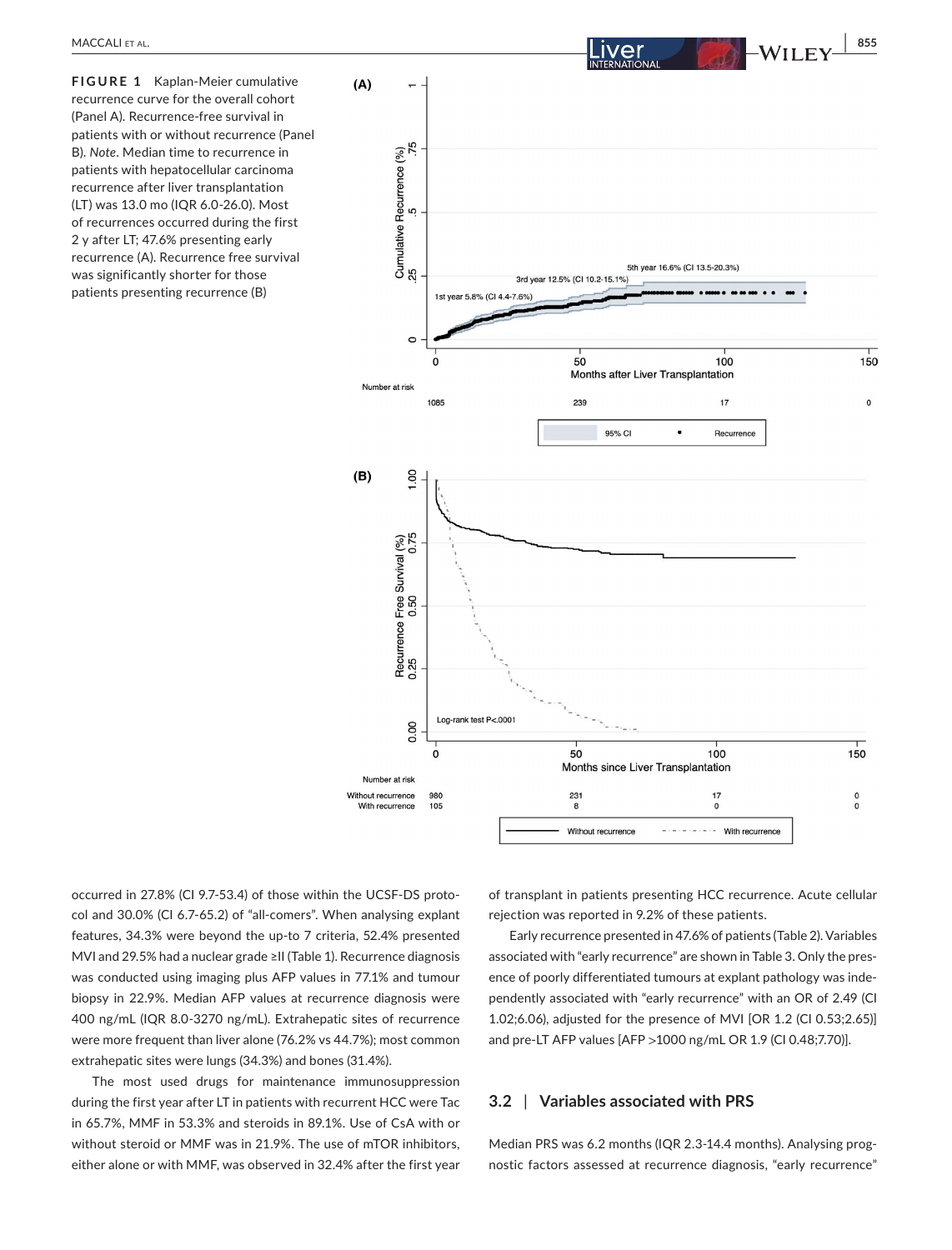**FIGURE 1** Kaplan-Meier cumulative recurrence curve for the overall cohort (Panel A). Recurrence-free survival in patients with or without recurrence (Panel B). *Note*. Median time to recurrence in patients with hepatocellular carcinoma recurrence after liver transplantation (LT) was 13.0 mo (IQR 6.0-26.0). Most of recurrences occurred during the first 2 y after LT; 47.6% presenting early recurrence (A). Recurrence free survival was significantly shorter for those patients presenting recurrence (B)

occurred in 27.8% (CI 9.7-53.4) of those within the UCSF-DS protocol and 30.0% (CI 6.7-65.2) of "all-comers". When analysing explant features, 34.3% were beyond the up-to 7 criteria, 52.4% presented MVI and 29.5% had a nuclear grade ≥II (Table 1). Recurrence diagnosis was conducted using imaging plus AFP values in 77.1% and tumour biopsy in 22.9%. Median AFP values at recurrence diagnosis were 400 ng/mL (IQR 8.0-3270 ng/mL). Extrahepatic sites of recurrence were more frequent than liver alone (76.2% vs 44.7%); most common extrahepatic sites were lungs (34.3%) and bones (31.4%).

The most used drugs for maintenance immunosuppression during the first year after LT in patients with recurrent HCC were Tac in 65.7%, MMF in 53.3% and steroids in 89.1%. Use of CsA with or without steroid or MMF was in 21.9%. The use of mTOR inhibitors, either alone or with MMF, was observed in 32.4% after the first year of transplant in patients presenting HCC recurrence. Acute cellular rejection was reported in 9.2% of these patients.

Early recurrence presented in 47.6% of patients (Table 2). Variables associated with "early recurrence" are shown in Table 3. Only the presence of poorly differentiated tumours at explant pathology was independently associated with "early recurrence" with an OR of 2.49 (CI 1.02;6.06), adjusted for the presence of MVI [OR 1.2 (CI 0.53;2.65)] and pre-LT AFP values [AFP >1000 ng/mL OR 1.9 (CI 0.48;7.70)].

## 3.2 | Variables associated with PRS

Median PRS was 6.2 months (IQR 2.3-14.4 months). Analysing prognostic factors assessed at recurrence diagnosis, "early recurrence"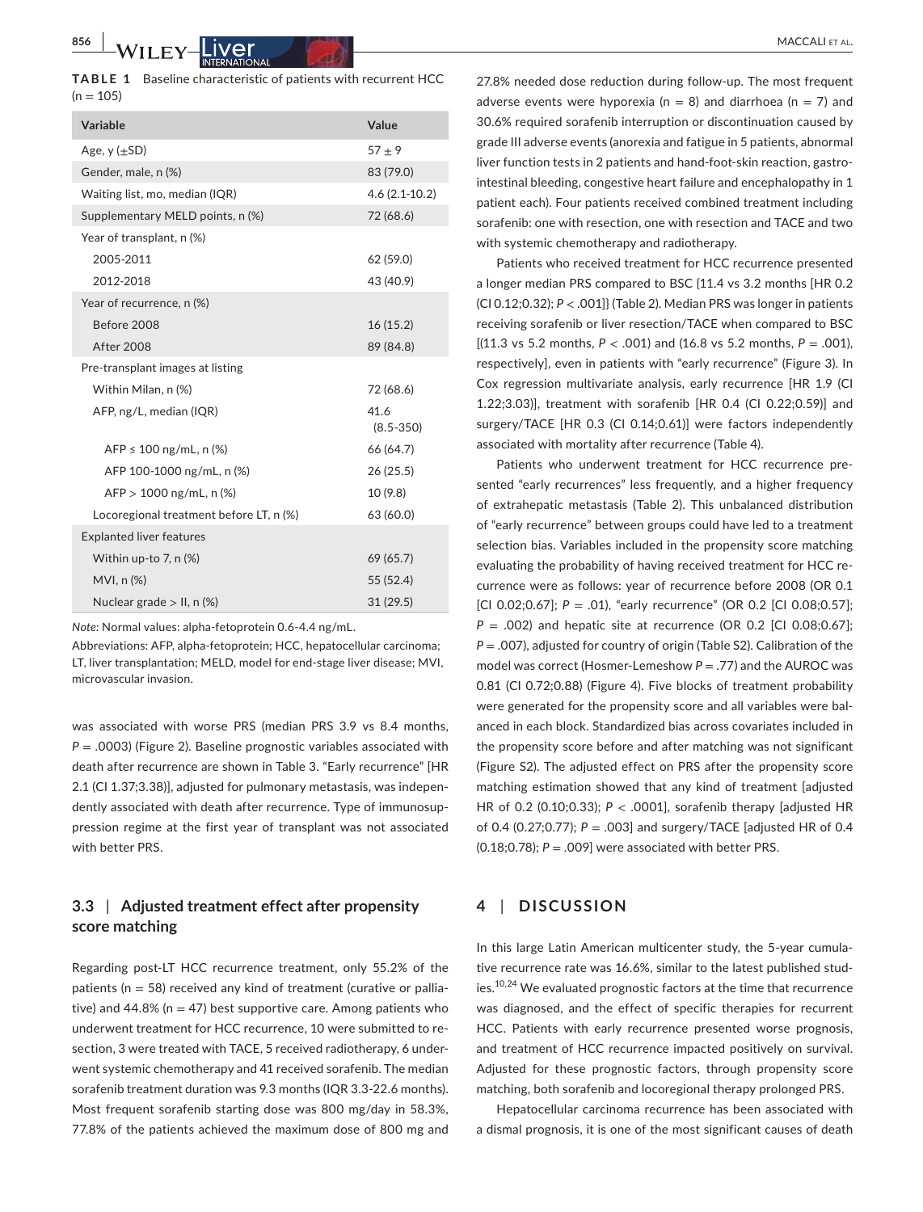**TABLE 1** Baseline characteristic of patients with recurrent HCC (n = 105)

| Variable | Value |
|---|---|
| Age, y (±SD) | 57 ± 9 |
| Gender, male, n (%) | 83 (79.0) |
| Waiting list, mo, median (IQR) | 4.6 (2.1-10.2) |
| Supplementary MELD points, n (%) | 72 (68.6) |
| Year of transplant, n (%) | |
| 2005-2011 | 62 (59.0) |
| 2012-2018 | 43 (40.9) |
| Year of recurrence, n (%) | |
| Before 2008 | 16 (15.2) |
| After 2008 | 89 (84.8) |
| Pre-transplant images at listing | |
| Within Milan, n (%) | 72 (68.6) |
| AFP, ng/L, median (IQR) | 41.6 (8.5-350) |
| AFP ≤ 100 ng/mL, n (%) | 66 (64.7) |
| AFP 100-1000 ng/mL, n (%) | 26 (25.5) |
| AFP > 1000 ng/mL, n (%) | 10 (9.8) |
| Locoregional treatment before LT, n (%) | 63 (60.0) |
| Explanted liver features | |
| Within up-to 7, n (%) | 69 (65.7) |
| MVI, n (%) | 55 (52.4) |
| Nuclear grade > II, n (%) | 31 (29.5) |

*Note:* Normal values: alpha-fetoprotein 0.6-4.4 ng/mL.

Abbreviations: AFP, alpha-fetoprotein; HCC, hepatocellular carcinoma; LT, liver transplantation; MELD, model for end-stage liver disease; MVI, microvascular invasion.

was associated with worse PRS (median PRS 3.9 vs 8.4 months, $P = .0003$) (Figure 2). Baseline prognostic variables associated with death after recurrence are shown in Table 3. "Early recurrence" [HR 2.1 (CI 1.37;3.38)], adjusted for pulmonary metastasis, was independently associated with death after recurrence. Type of immunosuppression regime at the first year of transplant was not associated with better PRS.

### 3.3 | Adjusted treatment effect after propensity score matching

Regarding post-LT HCC recurrence treatment, only 55.2% of the patients (n = 58) received any kind of treatment (curative or palliative) and 44.8% (n = 47) best supportive care. Among patients who underwent treatment for HCC recurrence, 10 were submitted to resection, 3 were treated with TACE, 5 received radiotherapy, 6 underwent systemic chemotherapy and 41 received sorafenib. The median sorafenib treatment duration was 9.3 months (IQR 3.3-22.6 months). Most frequent sorafenib starting dose was 800 mg/day in 58.3%, 77.8% of the patients achieved the maximum dose of 800 mg and 27.8% needed dose reduction during follow-up. The most frequent adverse events were hyporexia (n = 8) and diarrhoea (n = 7) and 30.6% required sorafenib interruption or discontinuation caused by grade III adverse events (anorexia and fatigue in 5 patients, abnormal liver function tests in 2 patients and hand-foot-skin reaction, gastrointestinal bleeding, congestive heart failure and encephalopathy in 1 patient each). Four patients received combined treatment including sorafenib: one with resection, one with resection and TACE and two with systemic chemotherapy and radiotherapy.

Patients who received treatment for HCC recurrence presented a longer median PRS compared to BSC {11.4 vs 3.2 months [HR 0.2 (CI 0.12;0.32); $P < .001$]} (Table 2). Median PRS was longer in patients receiving sorafenib or liver resection/TACE when compared to BSC [(11.3 vs 5.2 months, $P < .001$) and (16.8 vs 5.2 months, $P = .001$), respectively], even in patients with "early recurrence" (Figure 3). In Cox regression multivariate analysis, early recurrence [HR 1.9 (CI 1.22;3.03)], treatment with sorafenib [HR 0.4 (CI 0.22;0.59)] and surgery/TACE [HR 0.3 (CI 0.14;0.61)] were factors independently associated with mortality after recurrence (Table 4).

Patients who underwent treatment for HCC recurrence presented "early recurrences" less frequently, and a higher frequency of extrahepatic metastasis (Table 2). This unbalanced distribution of "early recurrence" between groups could have led to a treatment selection bias. Variables included in the propensity score matching evaluating the probability of having received treatment for HCC recurrence were as follows: year of recurrence before 2008 (OR 0.1 [CI 0.02;0.67]; $P = .01$), "early recurrence" (OR 0.2 [CI 0.08;0.57]; $P = .002$) and hepatic site at recurrence (OR 0.2 [CI 0.08;0.67]; $P = .007$), adjusted for country of origin (Table S2). Calibration of the model was correct (Hosmer-Lemeshow $P = .77$) and the AUROC was 0.81 (CI 0.72;0.88) (Figure 4). Five blocks of treatment probability were generated for the propensity score and all variables were balanced in each block. Standardized bias across covariates included in the propensity score before and after matching was not significant (Figure S2). The adjusted effect on PRS after the propensity score matching estimation showed that any kind of treatment [adjusted HR of 0.2 (0.10;0.33); $P < .0001$], sorafenib therapy [adjusted HR of 0.4 (0.27;0.77); $P = .003$] and surgery/TACE [adjusted HR of 0.4 (0.18;0.78); $P = .009$] were associated with better PRS.

## 4 | DISCUSSION

In this large Latin American multicenter study, the 5-year cumulative recurrence rate was 16.6%, similar to the latest published studies.[10,24] We evaluated prognostic factors at the time that recurrence was diagnosed, and the effect of specific therapies for recurrent HCC. Patients with early recurrence presented worse prognosis, and treatment of HCC recurrence impacted positively on survival. Adjusted for these prognostic factors, through propensity score matching, both sorafenib and locoregional therapy prolonged PRS.

Hepatocellular carcinoma recurrence has been associated with a dismal prognosis, it is one of the most significant causes of death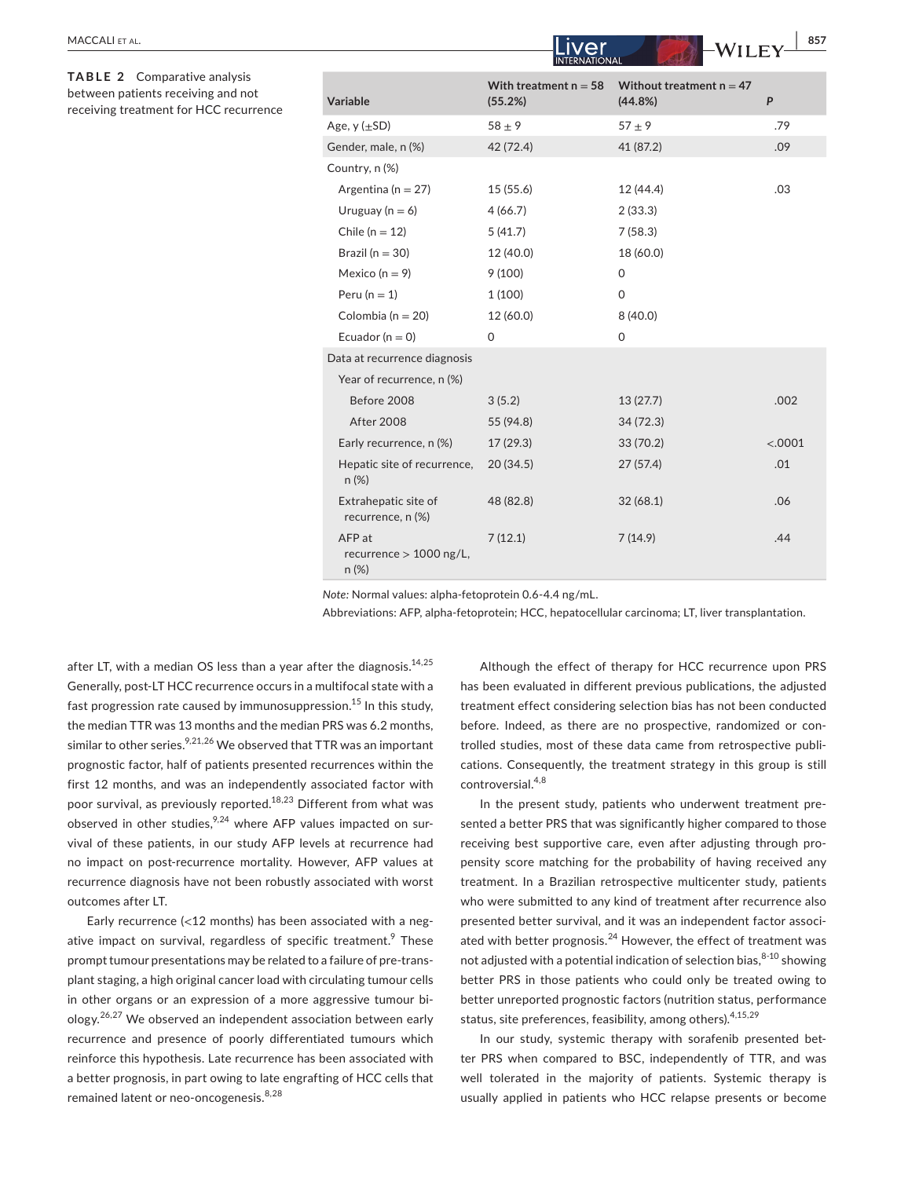**TABLE 2** Comparative analysis between patients receiving and not receiving treatment for HCC recurrence

| Variable | With treatment n = 58 (55.2%) | Without treatment n = 47 (44.8%) | P |
|---|---|---|---|
| Age, y (±SD) | 58 ± 9 | 57 ± 9 | .79 |
| Gender, male, n (%) | 42 (72.4) | 41 (87.2) | .09 |
| Country, n (%) | | | |
| Argentina (n = 27) | 15 (55.6) | 12 (44.4) | .03 |
| Uruguay (n = 6) | 4 (66.7) | 2 (33.3) | |
| Chile (n = 12) | 5 (41.7) | 7 (58.3) | |
| Brazil (n = 30) | 12 (40.0) | 18 (60.0) | |
| Mexico (n = 9) | 9 (100) | 0 | |
| Peru (n = 1) | 1 (100) | 0 | |
| Colombia (n = 20) | 12 (60.0) | 8 (40.0) | |
| Ecuador (n = 0) | 0 | 0 | |
| Data at recurrence diagnosis | | | |
| Year of recurrence, n (%) | | | |
| Before 2008 | 3 (5.2) | 13 (27.7) | .002 |
| After 2008 | 55 (94.8) | 34 (72.3) | |
| Early recurrence, n (%) | 17 (29.3) | 33 (70.2) | <.0001 |
| Hepatic site of recurrence, n (%) | 20 (34.5) | 27 (57.4) | .01 |
| Extrahepatic site of recurrence, n (%) | 48 (82.8) | 32 (68.1) | .06 |
| AFP at recurrence > 1000 ng/L, n (%) | 7 (12.1) | 7 (14.9) | .44 |

*Note:* Normal values: alpha-fetoprotein 0.6-4.4 ng/mL.

Abbreviations: AFP, alpha-fetoprotein; HCC, hepatocellular carcinoma; LT, liver transplantation.

after LT, with a median OS less than a year after the diagnosis.[14,25] Generally, post-LT HCC recurrence occurs in a multifocal state with a fast progression rate caused by immunosuppression.[15] In this study, the median TTR was 13 months and the median PRS was 6.2 months, similar to other series.[9,21,26] We observed that TTR was an important prognostic factor, half of patients presented recurrences within the first 12 months, and was an independently associated factor with poor survival, as previously reported.[18,23] Different from what was observed in other studies,[9,24] where AFP values impacted on survival of these patients, in our study AFP levels at recurrence had no impact on post-recurrence mortality. However, AFP values at recurrence diagnosis have not been robustly associated with worst outcomes after LT.

Early recurrence (<12 months) has been associated with a negative impact on survival, regardless of specific treatment.[9] These prompt tumour presentations may be related to a failure of pre-transplant staging, a high original cancer load with circulating tumour cells in other organs or an expression of a more aggressive tumour biology.[26,27] We observed an independent association between early recurrence and presence of poorly differentiated tumours which reinforce this hypothesis. Late recurrence has been associated with a better prognosis, in part owing to late engrafting of HCC cells that remained latent or neo-oncogenesis.[8,28]

Although the effect of therapy for HCC recurrence upon PRS has been evaluated in different previous publications, the adjusted treatment effect considering selection bias has not been conducted before. Indeed, as there are no prospective, randomized or controlled studies, most of these data came from retrospective publications. Consequently, the treatment strategy in this group is still controversial.[4,8]

In the present study, patients who underwent treatment presented a better PRS that was significantly higher compared to those receiving best supportive care, even after adjusting through propensity score matching for the probability of having received any treatment. In a Brazilian retrospective multicenter study, patients who were submitted to any kind of treatment after recurrence also presented better survival, and it was an independent factor associated with better prognosis.[24] However, the effect of treatment was not adjusted with a potential indication of selection bias,[8-10] showing better PRS in those patients who could only be treated owing to better unreported prognostic factors (nutrition status, performance status, site preferences, feasibility, among others).[4,15,29]

In our study, systemic therapy with sorafenib presented better PRS when compared to BSC, independently of TTR, and was well tolerated in the majority of patients. Systemic therapy is usually applied in patients who HCC relapse presents or become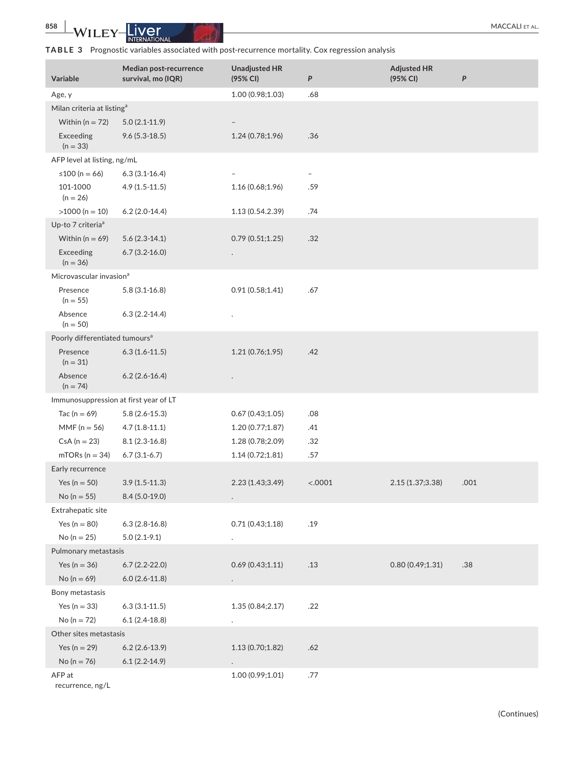**TABLE 3** Prognostic variables associated with post-recurrence mortality. Cox regression analysis

| Variable | Median post-recurrence survival, mo (IQR) | Unadjusted HR (95% CI) | P | Adjusted HR (95% CI) | P |
|---|---|---|---|---|---|
| Age, y | | 1.00 (0.98;1.03) | .68 | | |
| Milan criteria at listing[a] | | | | | |
| Within (n = 72) | 5.0 (2.1-11.9) | – | | | |
| Exceeding (n = 33) | 9.6 (5.3-18.5) | 1.24 (0.78;1.96) | .36 | | |
| AFP level at listing, ng/mL | | | | | |
| ≤100 (n = 66) | 6.3 (3.1-16.4) | – | – | | |
| 101-1000 (n = 26) | 4.9 (1.5-11.5) | 1.16 (0.68;1.96) | .59 | | |
| >1000 (n = 10) | 6.2 (2.0-14.4) | 1.13 (0.54.2.39) | .74 | | |
| Up-to 7 criteria[a] | | | | | |
| Within (n = 69) | 5.6 (2.3-14.1) | 0.79 (0.51;1.25) | .32 | | |
| Exceeding (n = 36) | 6.7 (3.2-16.0) | . | | | |
| Microvascular invasion[a] | | | | | |
| Presence (n = 55) | 5.8 (3.1-16.8) | 0.91 (0.58;1.41) | .67 | | |
| Absence (n = 50) | 6.3 (2.2-14.4) | . | | | |
| Poorly differentiated tumours[a] | | | | | |
| Presence (n = 31) | 6.3 (1.6-11.5) | 1.21 (0.76;1.95) | .42 | | |
| Absence (n = 74) | 6.2 (2.6-16.4) | . | | | |
| Immunosuppression at first year of LT | | | | | |
| Tac (n = 69) | 5.8 (2.6-15.3) | 0.67 (0.43;1.05) | .08 | | |
| MMF (n = 56) | 4.7 (1.8-11.1) | 1.20 (0.77;1.87) | .41 | | |
| CsA (n = 23) | 8.1 (2.3-16.8) | 1.28 (0.78;2.09) | .32 | | |
| mTORs (n = 34) | 6.7 (3.1-6.7) | 1.14 (0.72;1.81) | .57 | | |
| Early recurrence | | | | | |
| Yes (n = 50) | 3.9 (1.5-11.3) | 2.23 (1.43;3.49) | <.0001 | 2.15 (1.37;3.38) | .001 |
| No (n = 55) | 8.4 (5.0-19.0) | . | | | |
| Extrahepatic site | | | | | |
| Yes (n = 80) | 6.3 (2.8-16.8) | 0.71 (0.43;1.18) | .19 | | |
| No (n = 25) | 5.0 (2.1-9.1) | . | | | |
| Pulmonary metastasis | | | | | |
| Yes (n = 36) | 6.7 (2.2-22.0) | 0.69 (0.43;1.11) | .13 | 0.80 (0.49;1.31) | .38 |
| No (n = 69) | 6.0 (2.6-11.8) | . | | | |
| Bony metastasis | | | | | |
| Yes (n = 33) | 6.3 (3.1-11.5) | 1.35 (0.84;2.17) | .22 | | |
| No (n = 72) | 6.1 (2.4-18.8) | . | | | |
| Other sites metastasis | | | | | |
| Yes (n = 29) | 6.2 (2.6-13.9) | 1.13 (0.70;1.82) | .62 | | |
| No (n = 76) | 6.1 (2.2-14.9) | . | | | |
| AFP at recurrence, ng/L | | 1.00 (0.99;1.01) | .77 | | |

(Continues)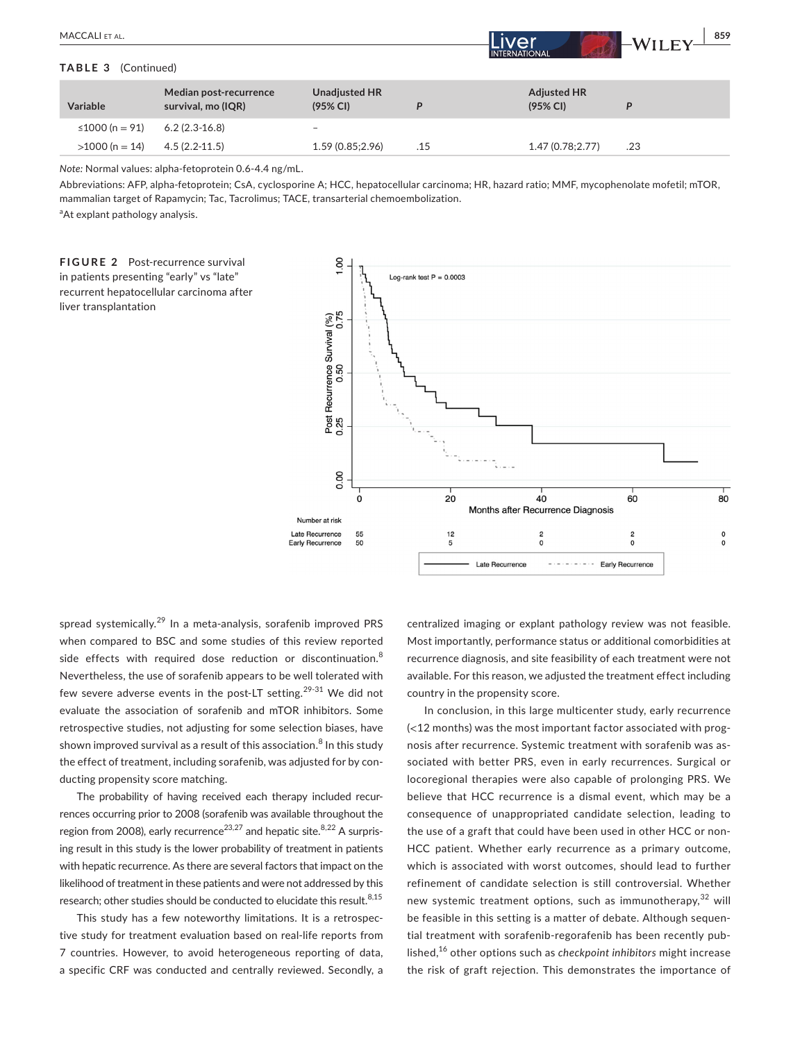**TABLE 3** (Continued)

| Variable | Median post-recurrence survival, mo (IQR) | Unadjusted HR (95% CI) | P | Adjusted HR (95% CI) | P |
|---|---|---|---|---|---|
| ≤1000 (n = 91) | 6.2 (2.3-16.8) | – | | | |
| >1000 (n = 14) | 4.5 (2.2-11.5) | 1.59 (0.85;2.96) | .15 | 1.47 (0.78;2.77) | .23 |

*Note:* Normal values: alpha-fetoprotein 0.6-4.4 ng/mL.

Abbreviations: AFP, alpha-fetoprotein; CsA, cyclosporine A; HCC, hepatocellular carcinoma; HR, hazard ratio; MMF, mycophenolate mofetil; mTOR, mammalian target of Rapamycin; Tac, Tacrolimus; TACE, transarterial chemoembolization.

[a]At explant pathology analysis.

**FIGURE 2** Post-recurrence survival in patients presenting "early" vs "late" recurrent hepatocellular carcinoma after liver transplantation

spread systemically.[29] In a meta-analysis, sorafenib improved PRS when compared to BSC and some studies of this review reported side effects with required dose reduction or discontinuation.[8] Nevertheless, the use of sorafenib appears to be well tolerated with few severe adverse events in the post-LT setting.[29-31] We did not evaluate the association of sorafenib and mTOR inhibitors. Some retrospective studies, not adjusting for some selection biases, have shown improved survival as a result of this association.[8] In this study the effect of treatment, including sorafenib, was adjusted for by conducting propensity score matching.

The probability of having received each therapy included recurrences occurring prior to 2008 (sorafenib was available throughout the region from 2008), early recurrence[23,27] and hepatic site.[8,22] A surprising result in this study is the lower probability of treatment in patients with hepatic recurrence. As there are several factors that impact on the likelihood of treatment in these patients and were not addressed by this research; other studies should be conducted to elucidate this result.[8,15]

This study has a few noteworthy limitations. It is a retrospective study for treatment evaluation based on real-life reports from 7 countries. However, to avoid heterogeneous reporting of data, a specific CRF was conducted and centrally reviewed. Secondly, a centralized imaging or explant pathology review was not feasible. Most importantly, performance status or additional comorbidities at recurrence diagnosis, and site feasibility of each treatment were not available. For this reason, we adjusted the treatment effect including country in the propensity score.

In conclusion, in this large multicenter study, early recurrence (<12 months) was the most important factor associated with prognosis after recurrence. Systemic treatment with sorafenib was associated with better PRS, even in early recurrences. Surgical or locoregional therapies were also capable of prolonging PRS. We believe that HCC recurrence is a dismal event, which may be a consequence of unappropriated candidate selection, leading to the use of a graft that could have been used in other HCC or non-HCC patient. Whether early recurrence as a primary outcome, which is associated with worst outcomes, should lead to further refinement of candidate selection is still controversial. Whether new systemic treatment options, such as immunotherapy,[32] will be feasible in this setting is a matter of debate. Although sequential treatment with sorafenib-regorafenib has been recently published,[16] other options such as *checkpoint inhibitors* might increase the risk of graft rejection. This demonstrates the importance of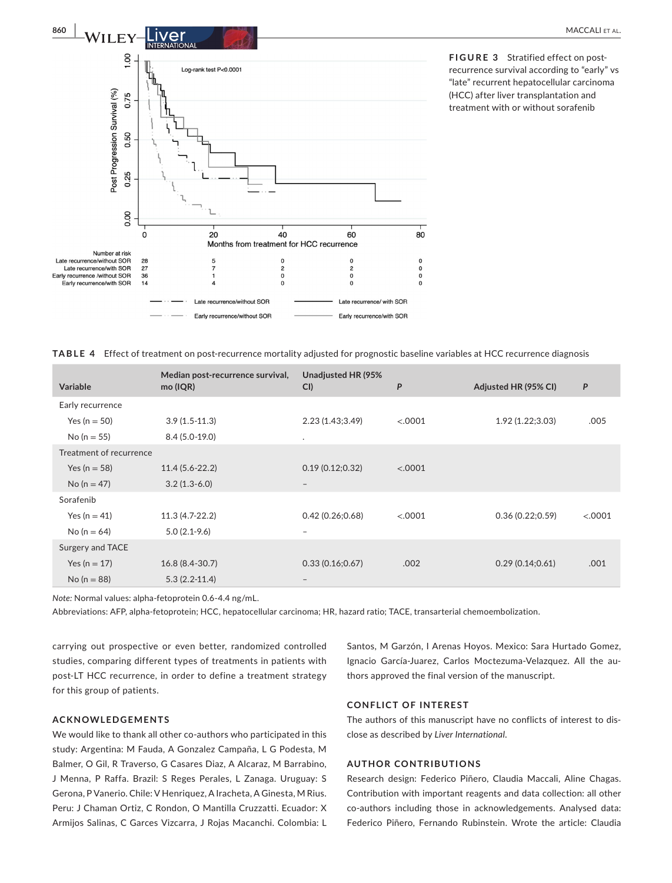**FIGURE 3** Stratified effect on post-recurrence survival according to "early" vs "late" recurrent hepatocellular carcinoma (HCC) after liver transplantation and treatment with or without sorafenib

**TABLE 4** Effect of treatment on post-recurrence mortality adjusted for prognostic baseline variables at HCC recurrence diagnosis

| Variable | Median post-recurrence survival, mo (IQR) | Unadjusted HR (95% CI) | P | Adjusted HR (95% CI) | P |
|---|---|---|---|---|---|
| Early recurrence | | | | | |
| Yes (n = 50) | 3.9 (1.5-11.3) | 2.23 (1.43;3.49) | <.0001 | 1.92 (1.22;3.03) | .005 |
| No (n = 55) | 8.4 (5.0-19.0) | . | | | |
| Treatment of recurrence | | | | | |
| Yes (n = 58) | 11.4 (5.6-22.2) | 0.19 (0.12;0.32) | <.0001 | | |
| No (n = 47) | 3.2 (1.3-6.0) | – | | | |
| Sorafenib | | | | | |
| Yes (n = 41) | 11.3 (4.7-22.2) | 0.42 (0.26;0.68) | <.0001 | 0.36 (0.22;0.59) | <.0001 |
| No (n = 64) | 5.0 (2.1-9.6) | – | | | |
| Surgery and TACE | | | | | |
| Yes (n = 17) | 16.8 (8.4-30.7) | 0.33 (0.16;0.67) | .002 | 0.29 (0.14;0.61) | .001 |
| No (n = 88) | 5.3 (2.2-11.4) | – | | | |

*Note:* Normal values: alpha-fetoprotein 0.6-4.4 ng/mL.

Abbreviations: AFP, alpha-fetoprotein; HCC, hepatocellular carcinoma; HR, hazard ratio; TACE, transarterial chemoembolization.

carrying out prospective or even better, randomized controlled studies, comparing different types of treatments in patients with post-LT HCC recurrence, in order to define a treatment strategy for this group of patients.

## ACKNOWLEDGEMENTS

We would like to thank all other co-authors who participated in this study: Argentina: M Fauda, A Gonzalez Campaña, L G Podesta, M Balmer, O Gil, R Traverso, G Casares Diaz, A Alcaraz, M Barrabino, J Menna, P Raffa. Brazil: S Reges Perales, L Zanaga. Uruguay: S Gerona, P Vanerio. Chile: V Henriquez, A Iracheta, A Ginesta, M Rius. Peru: J Chaman Ortiz, C Rondon, O Mantilla Cruzzatti. Ecuador: X Armijos Salinas, C Garces Vizcarra, J Rojas Macanchi. Colombia: L Santos, M Garzón, I Arenas Hoyos. Mexico: Sara Hurtado Gomez, Ignacio García-Juarez, Carlos Moctezuma-Velazquez. All the authors approved the final version of the manuscript.

## CONFLICT OF INTEREST

The authors of this manuscript have no conflicts of interest to disclose as described by *Liver International*.

## AUTHOR CONTRIBUTIONS

Research design: Federico Piñero, Claudia Maccali, Aline Chagas. Contribution with important reagents and data collection: all other co-authors including those in acknowledgements. Analysed data: Federico Piñero, Fernando Rubinstein. Wrote the article: Claudia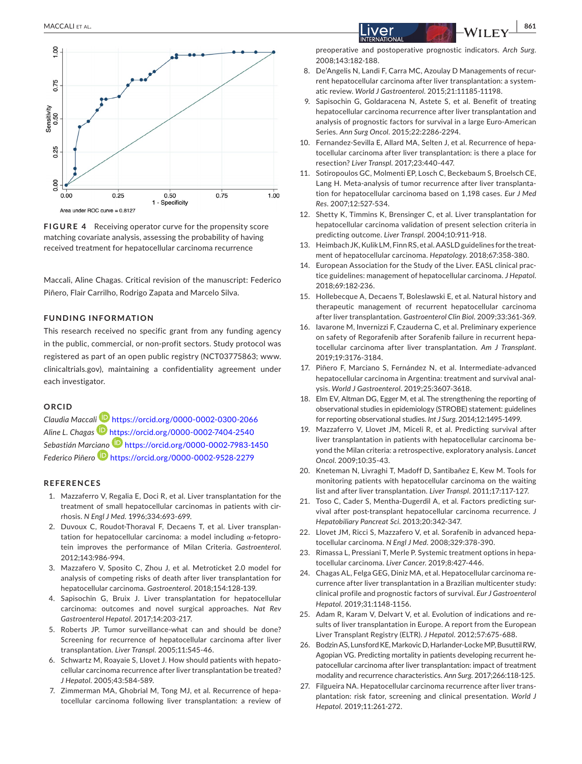Area under ROC curve = 0.8127

**FIGURE 4** Receiving operator curve for the propensity score matching covariate analysis, assessing the probability of having received treatment for hepatocellular carcinoma recurrence

Maccali, Aline Chagas. Critical revision of the manuscript: Federico Piñero, Flair Carrilho, Rodrigo Zapata and Marcelo Silva.

## FUNDING INFORMATION

This research received no specific grant from any funding agency in the public, commercial, or non-profit sectors. Study protocol was registered as part of an open public registry (NCT03775863; www.clinicaltrials.gov), maintaining a confidentiality agreement under each investigator.

## ORCID

*Claudia Maccali* https://orcid.org/0000-0002-0300-2066
*Aline L. Chagas* https://orcid.org/0000-0002-7404-2540
*Sebastián Marciano* https://orcid.org/0000-0002-7983-1450
*Federico Piñero* https://orcid.org/0000-0002-9528-2279

## REFERENCES

1. Mazzaferro V, Regalia E, Doci R, et al. Liver transplantation for the treatment of small hepatocellular carcinomas in patients with cirrhosis. *N Engl J Med*. 1996;334:693-699.
2. Duvoux C, Roudot-Thoraval F, Decaens T, et al. Liver transplantation for hepatocellular carcinoma: a model including α-fetoprotein improves the performance of Milan Criteria. *Gastroenterol*. 2012;143:986-994.
3. Mazzafero V, Sposito C, Zhou J, et al. Metroticket 2.0 model for analysis of competing risks of death after liver transplantation for hepatocellular carcinoma. *Gastroenterol*. 2018;154:128-139.
4. Sapisochin G, Bruix J. Liver transplantation for hepatocellular carcinoma: outcomes and novel surgical approaches. *Nat Rev Gastroenterol Hepatol*. 2017;14:203-217.
5. Schwartz JP. Tumor surveillance-what can and should be done? Screening for recurrence of hepatocellular carcinoma after liver transplantation. *Liver Transpl*. 2005;11:S45-46.
6. Schwartz M, Roayaie S, Llovet J. How should patients with hepatocellular carcinoma recurrence after liver transplantation be treated? *J Hepatol*. 2005;43:584-589.
7. Zimmerman MA, Ghobrial M, Tong MJ, et al. Recurrence of hepatocellular carcinoma following liver transplantation: a review of preoperative and postoperative prognostic indicators. *Arch Surg*. 2008;143:182-188.
8. De'Angelis N, Landi F, Carra MC, Azoulay D Managements of recurrent hepatocellular carcinoma after liver transplantation: a systematic review. *World J Gastroenterol*. 2015;21:11185-11198.
9. Sapisochin G, Goldaracena N, Astete S, et al. Benefit of treating hepatocellular carcinoma recurrence after liver transplantation and analysis of prognostic factors for survival in a large Euro-American Series. *Ann Surg Oncol*. 2015;22:2286-2294.
10. Fernandez-Sevilla E, Allard MA, Selten J, et al. Recurrence of hepatocellular carcinoma after liver transplantation: is there a place for resection? *Liver Transpl*. 2017;23:440-447.
11. Sotiropoulos GC, Molmenti EP, Losch C, Beckebaum S, Broelsch CE, Lang H. Meta-analysis of tumor recurrence after liver transplantation for hepatocellular carcinoma based on 1,198 cases. *Eur J Med Res*. 2007;12:527-534.
12. Shetty K, Timmins K, Brensinger C, et al. Liver transplantation for hepatocellular carcinoma validation of present selection criteria in predicting outcome. *Liver Transpl*. 2004;10:911-918.
13. Heimbach JK, Kulik LM, Finn RS, et al. AASLD guidelines for the treatment of hepatocellular carcinoma. *Hepatology*. 2018;67:358-380.
14. European Association for the Study of the Liver. EASL clinical practice guidelines: management of hepatocellular carcinoma. *J Hepatol*. 2018;69:182-236.
15. Hollebecque A, Decaens T, Boleslawski E, et al. Natural history and therapeutic management of recurrent hepatocellular carcinoma after liver transplantation. *Gastroenterol Clin Biol*. 2009;33:361-369.
16. Iavarone M, Invernizzi F, Czauderna C, et al. Preliminary experience on safety of Regorafenib after Sorafenib failure in recurrent hepatocellular carcinoma after liver transplantation. *Am J Transplant*. 2019;19:3176-3184.
17. Piñero F, Marciano S, Fernández N, et al. Intermediate-advanced hepatocellular carcinoma in Argentina: treatment and survival analysis. *World J Gastroenterol*. 2019;25:3607-3618.
18. Elm EV, Altman DG, Egger M, et al. The strengthening the reporting of observational studies in epidemiology (STROBE) statement: guidelines for reporting observational studies. *Int J Surg*. 2014;12:1495-1499.
19. Mazzaferro V, Llovet JM, Miceli R, et al. Predicting survival after liver transplantation in patients with hepatocellular carcinoma beyond the Milan criteria: a retrospective, exploratory analysis. *Lancet Oncol*. 2009;10:35-43.
20. Kneteman N, Livraghi T, Madoff D, Santibañez E, Kew M. Tools for monitoring patients with hepatocellular carcinoma on the waiting list and after liver transplantation. *Liver Transpl*. 2011;17:117-127.
21. Toso C, Cader S, Mentha-Dugerdil A, et al. Factors predicting survival after post-transplant hepatocellular carcinoma recurrence. *J Hepatobiliary Pancreat Sci*. 2013;20:342-347.
22. Llovet JM, Ricci S, Mazzafero V, et al. Sorafenib in advanced hepatocellular carcinoma. *N Engl J Med*. 2008;329:378-390.
23. Rimassa L, Pressiani T, Merle P. Systemic treatment options in hepatocellular carcinoma. *Liver Cancer*. 2019;8:427-446.
24. Chagas AL, Felga GEG, Diniz MA, et al. Hepatocellular carcinoma recurrence after liver transplantation in a Brazilian multicenter study: clinical profile and prognostic factors of survival. *Eur J Gastroenterol Hepatol*. 2019;31:1148-1156.
25. Adam R, Karam V, Delvart V, et al. Evolution of indications and results of liver transplantation in Europe. A report from the European Liver Transplant Registry (ELTR). *J Hepatol*. 2012;57:675-688.
26. Bodzin AS, Lunsford KE, Markovic D, Harlander-Locke MP, Busuttil RW, Agopian VG. Predicting mortality in patients developing recurrent hepatocellular carcinoma after liver transplantation: impact of treatment modality and recurrence characteristics. *Ann Surg*. 2017;266:118-125.
27. Filgueira NA. Hepatocellular carcinoma recurrence after liver transplantation: risk fator, screening and clinical presentation. *World J Hepatol*. 2019;11:261-272.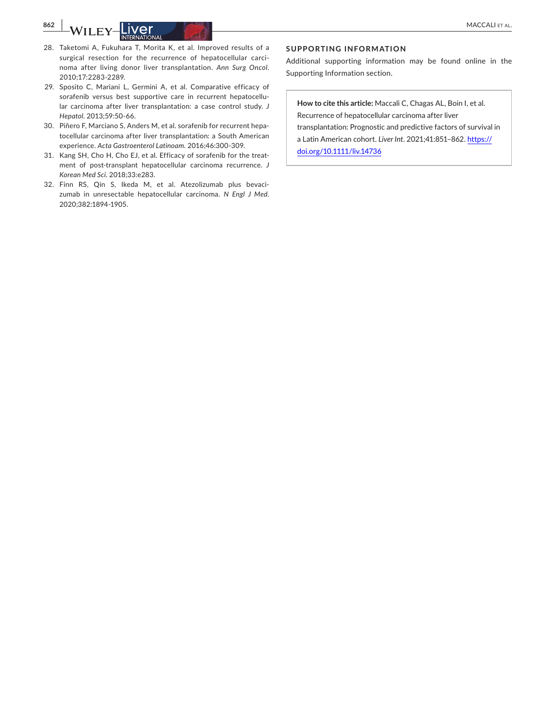28. Taketomi A, Fukuhara T, Morita K, et al. Improved results of a surgical resection for the recurrence of hepatocellular carcinoma after living donor liver transplantation. *Ann Surg Oncol*. 2010;17:2283-2289.
29. Sposito C, Mariani L, Germini A, et al. Comparative efficacy of sorafenib versus best supportive care in recurrent hepatocellular carcinoma after liver transplantation: a case control study. *J Hepatol*. 2013;59:50-66.
30. Piñero F, Marciano S, Anders M, et al. sorafenib for recurrent hepatocellular carcinoma after liver transplantation: a South American experience. *Acta Gastroenterol Latinoam*. 2016;46:300-309.
31. Kang SH, Cho H, Cho EJ, et al. Efficacy of sorafenib for the treatment of post-transplant hepatocellular carcinoma recurrence. *J Korean Med Sci*. 2018;33:e283.
32. Finn RS, Qin S, Ikeda M, et al. Atezolizumab plus bevacizumab in unresectable hepatocellular carcinoma. *N Engl J Med*. 2020;382:1894-1905.

## SUPPORTING INFORMATION

Additional supporting information may be found online in the Supporting Information section.

**How to cite this article:** Maccali C, Chagas AL, Boin I, et al. Recurrence of hepatocellular carcinoma after liver transplantation: Prognostic and predictive factors of survival in a Latin American cohort. *Liver Int*. 2021;41:851–862. https://doi.org/10.1111/liv.14736